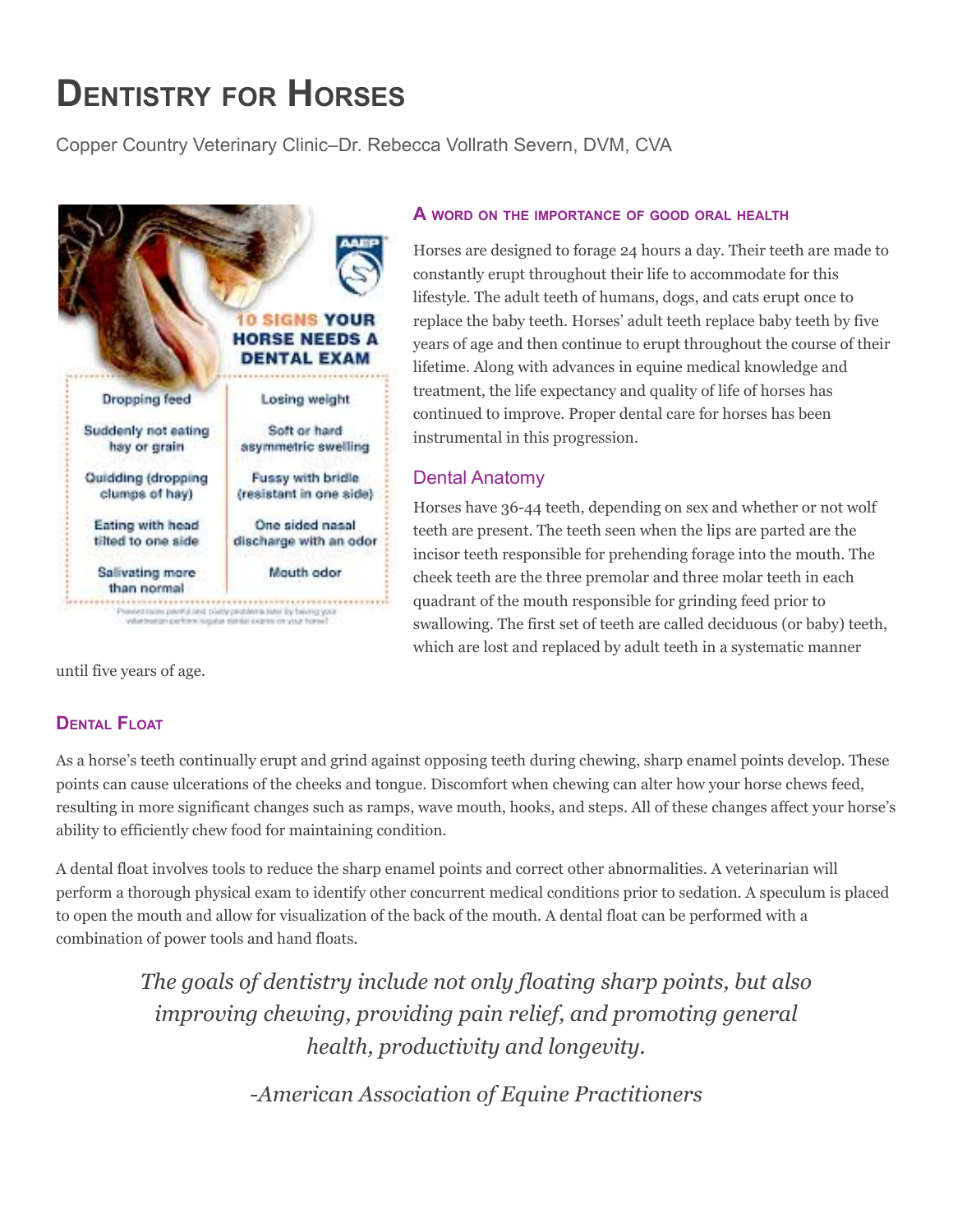# Dentistry for Horses

Copper Country Veterinary Clinic–Dr. Rebecca Vollrath Severn, DVM, CVA

**10 SIGNS YOUR HORSE NEEDS A DENTAL EXAM**

| | |
|---|---|
| Dropping feed | Losing weight |
| Suddenly not eating hay or grain | Soft or hard asymmetric swelling |
| Quidding (dropping clumps of hay) | Fussy with bridle (resistant in one side) |
| Eating with head tilted to one side | One sided nasal discharge with an odor |
| Salivating more than normal | Mouth odor |

Prevent more painful and costly problems later by having your veterinarian perform regular dental exams on your horse!

### A word on the importance of good oral health

Horses are designed to forage 24 hours a day. Their teeth are made to constantly erupt throughout their life to accommodate for this lifestyle. The adult teeth of humans, dogs, and cats erupt once to replace the baby teeth. Horses' adult teeth replace baby teeth by five years of age and then continue to erupt throughout the course of their lifetime. Along with advances in equine medical knowledge and treatment, the life expectancy and quality of life of horses has continued to improve. Proper dental care for horses has been instrumental in this progression.

### Dental Anatomy

Horses have 36-44 teeth, depending on sex and whether or not wolf teeth are present. The teeth seen when the lips are parted are the incisor teeth responsible for prehending forage into the mouth. The cheek teeth are the three premolar and three molar teeth in each quadrant of the mouth responsible for grinding feed prior to swallowing. The first set of teeth are called deciduous (or baby) teeth, which are lost and replaced by adult teeth in a systematic manner until five years of age.

### Dental Float

As a horse's teeth continually erupt and grind against opposing teeth during chewing, sharp enamel points develop. These points can cause ulcerations of the cheeks and tongue. Discomfort when chewing can alter how your horse chews feed, resulting in more significant changes such as ramps, wave mouth, hooks, and steps. All of these changes affect your horse's ability to efficiently chew food for maintaining condition.

A dental float involves tools to reduce the sharp enamel points and correct other abnormalities. A veterinarian will perform a thorough physical exam to identify other concurrent medical conditions prior to sedation. A speculum is placed to open the mouth and allow for visualization of the back of the mouth. A dental float can be performed with a combination of power tools and hand floats.

> *The goals of dentistry include not only floating sharp points, but also improving chewing, providing pain relief, and promoting general health, productivity and longevity.*
>
> *-American Association of Equine Practitioners*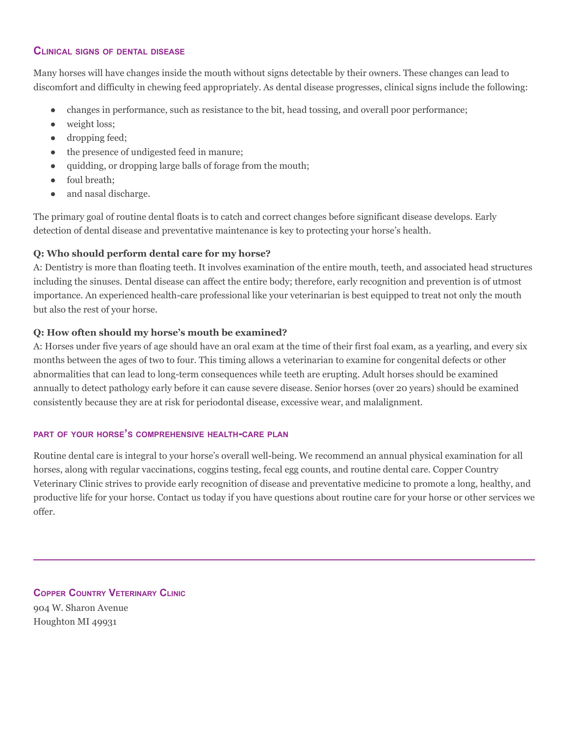## Clinical signs of dental disease

Many horses will have changes inside the mouth without signs detectable by their owners. These changes can lead to discomfort and difficulty in chewing feed appropriately. As dental disease progresses, clinical signs include the following:

- changes in performance, such as resistance to the bit, head tossing, and overall poor performance;
- weight loss;
- dropping feed;
- the presence of undigested feed in manure;
- quidding, or dropping large balls of forage from the mouth;
- foul breath;
- and nasal discharge.

The primary goal of routine dental floats is to catch and correct changes before significant disease develops. Early detection of dental disease and preventative maintenance is key to protecting your horse's health.

**Q: Who should perform dental care for my horse?**
A: Dentistry is more than floating teeth. It involves examination of the entire mouth, teeth, and associated head structures including the sinuses. Dental disease can affect the entire body; therefore, early recognition and prevention is of utmost importance. An experienced health-care professional like your veterinarian is best equipped to treat not only the mouth but also the rest of your horse.

**Q: How often should my horse's mouth be examined?**
A: Horses under five years of age should have an oral exam at the time of their first foal exam, as a yearling, and every six months between the ages of two to four. This timing allows a veterinarian to examine for congenital defects or other abnormalities that can lead to long-term consequences while teeth are erupting. Adult horses should be examined annually to detect pathology early before it can cause severe disease. Senior horses (over 20 years) should be examined consistently because they are at risk for periodontal disease, excessive wear, and malalignment.

## part of your horse's comprehensive health-care plan

Routine dental care is integral to your horse's overall well-being. We recommend an annual physical examination for all horses, along with regular vaccinations, coggins testing, fecal egg counts, and routine dental care. Copper Country Veterinary Clinic strives to provide early recognition of disease and preventative medicine to promote a long, healthy, and productive life for your horse. Contact us today if you have questions about routine care for your horse or other services we offer.

---

**Copper Country Veterinary Clinic**
904 W. Sharon Avenue
Houghton MI 49931